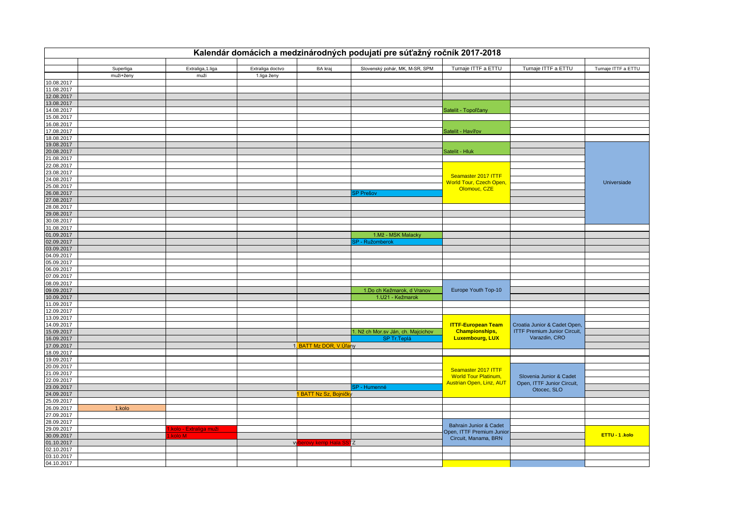# Kalendár domácich a medzinárodných podujatí pre súťažný ročník 2017-2018

| | Superliga | Extraliga,1.liga | Extraliga doctvo | BA kraj | Slovenský pohár, MK, M-SR, SPM | Turnaje ITTF a ETTU | Turnaje ITTF a ETTU | Turnaje ITTF a ETTU |
|---|---|---|---|---|---|---|---|---|
| | muži+ženy | muži | 1.liga ženy | | | | | |
| 10.08.2017 | | | | | | | | |
| 11.08.2017 | | | | | | | | |
| 12.08.2017 | | | | | | | | |
| 13.08.2017 | | | | | | | | |
| 14.08.2017 | | | | | | Satelit - Topoľčany | | |
| 15.08.2017 | | | | | | | | |
| 16.08.2017 | | | | | | | | |
| 17.08.2017 | | | | | | Satelit - Havířov | | |
| 18.08.2017 | | | | | | | | |
| 19.08.2017 | | | | | | | | |
| 20.08.2017 | | | | | | Satelit - Hluk | | |
| 21.08.2017 | | | | | | | | |
| 22.08.2017 | | | | | | | | |
| 23.08.2017 | | | | | | Seamaster 2017 ITTF World Tour, Czech Open, Olomouc, CZE | | |
| 24.08.2017 | | | | | | | | Universiade |
| 25.08.2017 | | | | | | | | |
| 26.08.2017 | | | | | SP Prešov | | | |
| 27.08.2017 | | | | | | | | |
| 28.08.2017 | | | | | | | | |
| 29.08.2017 | | | | | | | | |
| 30.08.2017 | | | | | | | | |
| 31.08.2017 | | | | | | | | |
| 01.09.2017 | | | | | 1.Mž - MSK Malacky | | | |
| 02.09.2017 | | | | | SP - Ružomberok | | | |
| 03.09.2017 | | | | | | | | |
| 04.09.2017 | | | | | | | | |
| 05.09.2017 | | | | | | | | |
| 06.09.2017 | | | | | | | | |
| 07.09.2017 | | | | | | | | |
| 08.09.2017 | | | | | | | | |
| 09.09.2017 | | | | | 1.Do ch Kežmarok, d Vranov | Europe Youth Top-10 | | |
| 10.09.2017 | | | | | 1.U21 - Kežmarok | | | |
| 11.09.2017 | | | | | | | | |
| 12.09.2017 | | | | | | | | |
| 13.09.2017 | | | | | | | | |
| 14.09.2017 | | | | | | **ITTF-European Team Championships, Luxembourg, LUX** | Croatia Junior & Cadet Open, ITTF Premium Junior Circuit, Varazdin, CRO | |
| 15.09.2017 | | | | | 1. Nž ch Mor.sv Ján, ch. Majcichov | | | |
| 16.09.2017 | | | | | SP Tr.Teplá | | | |
| 17.09.2017 | | | | 1. BATT Mz DOR, V.Úľany | | | | |
| 18.09.2017 | | | | | | | | |
| 19.09.2017 | | | | | | | | |
| 20.09.2017 | | | | | | | | |
| 21.09.2017 | | | | | | Seamaster 2017 ITTF World Tour Platinum, Austrian Open, Linz, AUT | Slovenia Junior & Cadet Open, ITTF Junior Circuit, Otocec, SLO | |
| 22.09.2017 | | | | | | | | |
| 23.09.2017 | | | | | SP - Humenné | | | |
| 24.09.2017 | | | | 1 BATT Nz Sz, Bojničky | | | | |
| 25.09.2017 | | | | | | | | |
| 26.09.2017 | 1.kolo | | | | | | | |
| 27.09.2017 | | | | | | | | |
| 28.09.2017 | | | | | | | | |
| 29.09.2017 | | 1.kolo - Extraliga muži | | | | Bahrain Junior & Cadet Open, ITTF Premium Junior Circuit, Manama, BRN | | |
| 30.09.2017 | | 1.kolo M | | | | | | **ETTU - 1 .kolo** |
| 01.10.2017 | | | | výberový kemp Hala SSTZ | | | | |
| 02.10.2017 | | | | | | | | |
| 03.10.2017 | | | | | | | | |
| 04.10.2017 | | | | | | | | |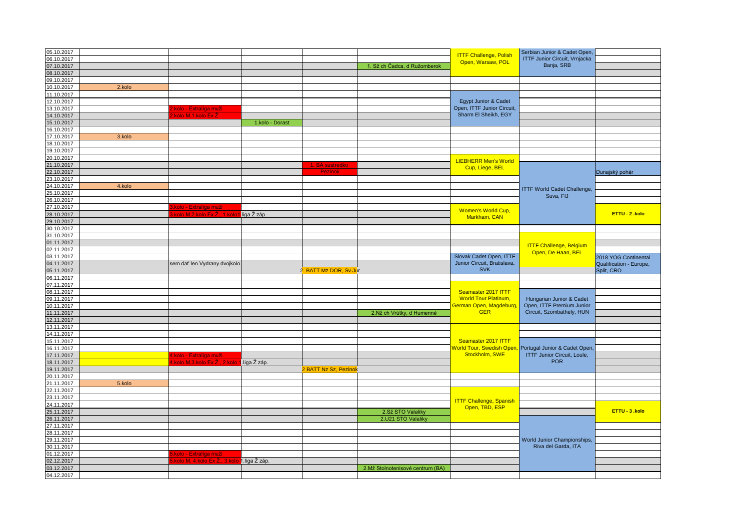| | | | | | | | | |
|---|---|---|---|---|---|---|---|---|
| 05.10.2017 | | | | | | ITTF Challenge, Polish Open, Warsaw, POL | Serbian Junior & Cadet Open, ITTF Junior Circuit, Vrnjacka Banja, SRB | |
| 06.10.2017 | | | | | | | | |
| 07.10.2017 | | | | | 1. Sž ch Čadca, d Ružomberok | | | |
| 08.10.2017 | | | | | | | | |
| 09.10.2017 | | | | | | | | |
| 10.10.2017 | 2.kolo | | | | | | | |
| 11.10.2017 | | | | | | | | |
| 12.10.2017 | | | | | | Egypt Junior & Cadet Open, ITTF Junior Circuit, Sharm El Sheikh, EGY | | |
| 13.10.2017 | | 2.kolo - Extraliga muži | | | | | | |
| 14.10.2017 | | 2.kolo M,1.kolo Ex Ž | | | | | | |
| 15.10.2017 | | | 1.kolo - Dorast | | | | | |
| 16.10.2017 | | | | | | | | |
| 17.10.2017 | 3.kolo | | | | | | | |
| 18.10.2017 | | | | | | | | |
| 19.10.2017 | | | | | | | | |
| 20.10.2017 | | | | | | LIEBHERR Men's World Cup, Liege, BEL | | |
| 21.10.2017 | | | | 1. BA sustredko | | | ITTF World Cadet Challenge, Suva, FIJ | |
| 22.10.2017 | | | | Pezinok | | | | Dunajský pohár |
| 23.10.2017 | | | | | | | | |
| 24.10.2017 | 4.kolo | | | | | | | |
| 25.10.2017 | | | | | | | | |
| 26.10.2017 | | | | | | | | |
| 27.10.2017 | | 3.kolo - Extraliga muži | | | | Women's World Cup, Markham, CAN | | |
| 28.10.2017 | | 3.kolo M,2.kolo Ex Ž., 1.kolo 1.liga Ž záp. | | | | | | ETTU - 2 .kolo |
| 29.10.2017 | | | | | | | | |
| 30.10.2017 | | | | | | | | |
| 31.10.2017 | | | | | | | ITTF Challenge, Belgium Open, De Haan, BEL | |
| 01.11.2017 | | | | | | | | |
| 02.11.2017 | | | | | | | | |
| 03.11.2017 | | | | | | Slovak Cadet Open, ITTF Junior Circuit, Bratislava, SVK | | 2018 YOG Continental Qualification - Europe, Split, CRO |
| 04.11.2017 | | sem dať len Vydrany dvojkolo | | | | | | |
| 05.11.2017 | | | | 2. BATT Mz DOR, Sv.Jur | | | | |
| 06.11.2017 | | | | | | | | |
| 07.11.2017 | | | | | | | | |
| 08.11.2017 | | | | | | Seamaster 2017 ITTF World Tour Platinum, German Open, Magdeburg, GER | Hungarian Junior & Cadet Open, ITTF Premium Junior Circuit, Szombathely, HUN | |
| 09.11.2017 | | | | | | | | |
| 10.11.2017 | | | | | | | | |
| 11.11.2017 | | | | | 2.Nž ch Vrútky, d Humenné | | | |
| 12.11.2017 | | | | | | | | |
| 13.11.2017 | | | | | | | | |
| 14.11.2017 | | | | | | Seamaster 2017 ITTF World Tour, Swedish Open, Stockholm, SWE | Portugal Junior & Cadet Open, ITTF Junior Circuit, Loule, POR | |
| 15.11.2017 | | | | | | | | |
| 16.11.2017 | | | | | | | | |
| 17.11.2017 | | 4.kolo - Extraliga muži | | | | | | |
| 18.11.2017 | | 4.kolo M,3.kolo Ex Ž., 2.kolo 1.liga Ž záp. | | | | | | |
| 19.11.2017 | | | | 2 BATT Nz Sz, Pezinok | | | | |
| 20.11.2017 | | | | | | | | |
| 21.11.2017 | 5.kolo | | | | | | | |
| 22.11.2017 | | | | | | | | |
| 23.11.2017 | | | | | | ITTF Challenge, Spanish Open, TBD, ESP | | |
| 24.11.2017 | | | | | | | | ETTU - 3 .kolo |
| 25.11.2017 | | | | | 2.Sž STO Valaliky | | | |
| 26.11.2017 | | | | | 2.U21 STO Valaliky | | World Junior Championships, Riva del Garda, ITA | |
| 27.11.2017 | | | | | | | | |
| 28.11.2017 | | | | | | | | |
| 29.11.2017 | | | | | | | | |
| 30.11.2017 | | | | | | | | |
| 01.12.2017 | | 5.kolo - Extraliga muži | | | | | | |
| 02.12.2017 | | 5.kolo M, 4.kolo Ex Ž., 3.kolo 1.liga Ž záp. | | | | | | |
| 03.12.2017 | | | | | 2.Mž Stolnotenisové centrum (BA) | | | |
| 04.12.2017 | | | | | | | | |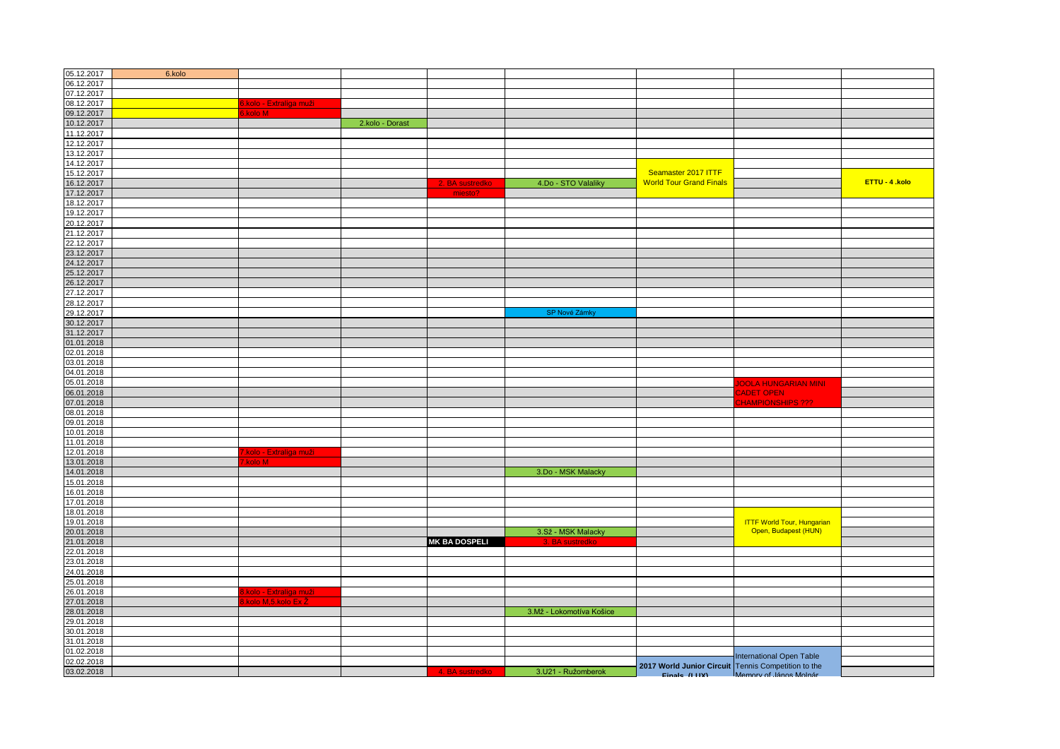| | | | | | | | | |
|---|---|---|---|---|---|---|---|---|
| 05.12.2017 | 6.kolo | | | | | | | |
| 06.12.2017 | | | | | | | | |
| 07.12.2017 | | | | | | | | |
| 08.12.2017 | | 6.kolo - Extraliga muži | | | | | | |
| 09.12.2017 | | 6.kolo M | | | | | | |
| 10.12.2017 | | | 2.kolo - Dorast | | | | | |
| 11.12.2017 | | | | | | | | |
| 12.12.2017 | | | | | | | | |
| 13.12.2017 | | | | | | | | |
| 14.12.2017 | | | | | | | | |
| 15.12.2017 | | | | | | Seamaster 2017 ITTF World Tour Grand Finals | | ETTU - 4 .kolo |
| 16.12.2017 | | | | 2. BA sustredko | 4.Do - STO Valaliky | | | |
| 17.12.2017 | | | | miesto? | | | | |
| 18.12.2017 | | | | | | | | |
| 19.12.2017 | | | | | | | | |
| 20.12.2017 | | | | | | | | |
| 21.12.2017 | | | | | | | | |
| 22.12.2017 | | | | | | | | |
| 23.12.2017 | | | | | | | | |
| 24.12.2017 | | | | | | | | |
| 25.12.2017 | | | | | | | | |
| 26.12.2017 | | | | | | | | |
| 27.12.2017 | | | | | | | | |
| 28.12.2017 | | | | | | | | |
| 29.12.2017 | | | | | SP Nové Zámky | | | |
| 30.12.2017 | | | | | | | | |
| 31.12.2017 | | | | | | | | |
| 01.01.2018 | | | | | | | | |
| 02.01.2018 | | | | | | | | |
| 03.01.2018 | | | | | | | | |
| 04.01.2018 | | | | | | | | |
| 05.01.2018 | | | | | | | JOOLA HUNGARIAN MINI CADET OPEN CHAMPIONSHIPS ??? | |
| 06.01.2018 | | | | | | | | |
| 07.01.2018 | | | | | | | | |
| 08.01.2018 | | | | | | | | |
| 09.01.2018 | | | | | | | | |
| 10.01.2018 | | | | | | | | |
| 11.01.2018 | | | | | | | | |
| 12.01.2018 | | 7.kolo - Extraliga muži | | | | | | |
| 13.01.2018 | | 7.kolo M | | | | | | |
| 14.01.2018 | | | | | 3.Do - MSK Malacky | | | |
| 15.01.2018 | | | | | | | | |
| 16.01.2018 | | | | | | | | |
| 17.01.2018 | | | | | | | | |
| 18.01.2018 | | | | | | | | |
| 19.01.2018 | | | | | | | ITTF World Tour, Hungarian Open, Budapest (HUN) | |
| 20.01.2018 | | | | | 3.Sž - MSK Malacky | | | |
| 21.01.2018 | | | | MK BA DOSPELI | 3. BA sustredko | | | |
| 22.01.2018 | | | | | | | | |
| 23.01.2018 | | | | | | | | |
| 24.01.2018 | | | | | | | | |
| 25.01.2018 | | | | | | | | |
| 26.01.2018 | | 8.kolo - Extraliga muži | | | | | | |
| 27.01.2018 | | 8.kolo M,5.kolo Ex Ž | | | | | | |
| 28.01.2018 | | | | | 3.Mž - Lokomotíva Košice | | | |
| 29.01.2018 | | | | | | | | |
| 30.01.2018 | | | | | | | | |
| 31.01.2018 | | | | | | | | |
| 01.02.2018 | | | | | | | International Open Table Tennis Competition to the Memory of János Molnár | |
| 02.02.2018 | | | | | | 2017 World Junior Circuit Finals (LUX) | | |
| 03.02.2018 | | | | 4. BA sustredko | 3.U21 - Ružomberok | | | |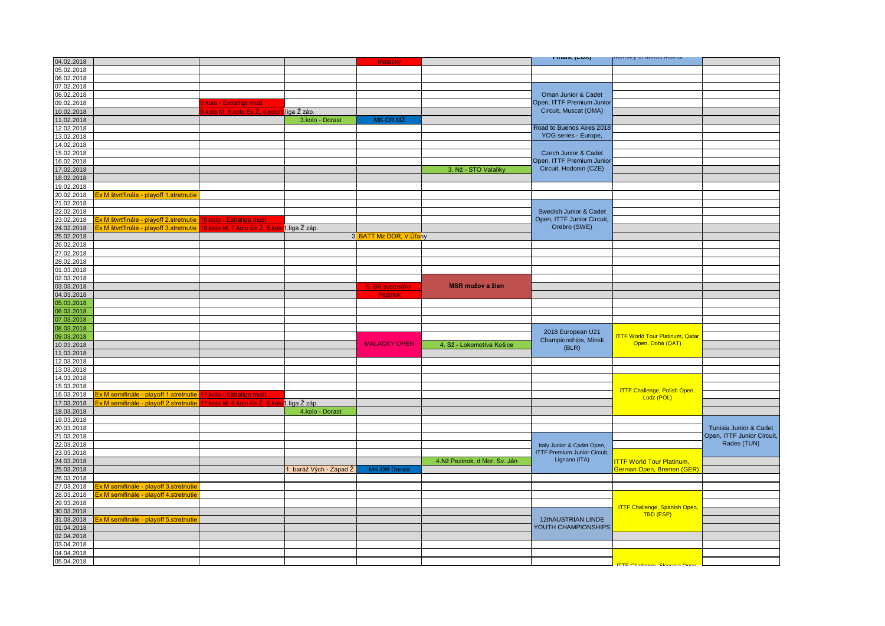| Date | | | | | | | | | |
|---|---|---|---|---|---|---|---|---|---|
| 04.02.2018 | | | | Malacky | | Finals, (LUX) | Memory of Janos Monar | |
| 05.02.2018 | | | | | | | | |
| 06.02.2018 | | | | | | | | |
| 07.02.2018 | | | | | | | | |
| 08.02.2018 | | | | | | Oman Junior & Cadet Open, ITTF Premium Junior Circuit, Muscat (OMA) | | |
| 09.02.2018 | | 9.kolo - Extraliga muži | | | | | | |
| 10.02.2018 | | 9.kolo M, 6.kolo Ex Ž, 4.kolo 1.liga Ž záp. | | | | | | |
| 11.02.2018 | | | 3.kolo - Dorast | MK-DR MŽ | | | | |
| 12.02.2018 | | | | | | Road to Buenos Aires 2018 YOG series - Europe, | | |
| 13.02.2018 | | | | | | | | |
| 14.02.2018 | | | | | | | | |
| 15.02.2018 | | | | | | Czech Junior & Cadet Open, ITTF Premium Junior Circuit, Hodonin (CZE) | | |
| 16.02.2018 | | | | | | | | |
| 17.02.2018 | | | | | 3. Nž - STO Valaliky | | | |
| 18.02.2018 | | | | | | | | |
| 19.02.2018 | | | | | | | | |
| 20.02.2018 | Ex M štvrťfinále - playoff 1.stretnutie | | | | | | | |
| 21.02.2018 | | | | | | | | |
| 22.02.2018 | | | | | | Swedish Junior & Cadet Open, ITTF Junior Circuit, Orebro (SWE) | | |
| 23.02.2018 | Ex M štvrťfinále - playoff 2.stretnutie | 10.kolo - Extraliga muži | | | | | | |
| 24.02.2018 | Ex M štvrťfinále - playoff 3.stretnutie | 10.kolo M, 7.kolo Ex Ž, 5.kolo 1.liga Ž záp. | | | | | | |
| 25.02.2018 | | | | 3. BATT Mz DOR, V.Úľany | | | | |
| 26.02.2018 | | | | | | | | |
| 27.02.2018 | | | | | | | | |
| 28.02.2018 | | | | | | | | |
| 01.03.2018 | | | | | | | | |
| 02.03.2018 | | | | | | | | |
| 03.03.2018 | | | | 5. BA sustredko | MSR mužov a žien | | | |
| 04.03.2018 | | | | Pezinok | | | | |
| 05.03.2018 | | | | | | | | |
| 06.03.2018 | | | | | | | | |
| 07.03.2018 | | | | | | | | |
| 08.03.2018 | | | | | | 2018 European U21 Championships, Minsk (BLR) | ITTF World Tour Platinum, Qatar Open, Doha (QAT) | |
| 09.03.2018 | | | | | | | | |
| 10.03.2018 | | | | MALACKY OPEN | 4. Sž - Lokomotíva Košice | | | |
| 11.03.2018 | | | | | | | | |
| 12.03.2018 | | | | | | | | |
| 13.03.2018 | | | | | | | | |
| 14.03.2018 | | | | | | | ITTF Challenge, Polish Open, Lodz (POL) | |
| 15.03.2018 | | | | | | | | |
| 16.03.2018 | Ex M semifinále - playoff 1.stretnutie | 11.kolo - Extraliga muži | | | | | | |
| 17.03.2018 | Ex M semifinále - playoff 2.stretnutie | 11.kolo M, 8.kolo Ex Ž, 6.kolo 1.liga Ž záp. | | | | | | |
| 18.03.2018 | | | 4.kolo - Dorast | | | | | |
| 19.03.2018 | | | | | | | | |
| 20.03.2018 | | | | | | | | Tunisia Junior & Cadet Open, ITTF Junior Circuit, Rades (TUN) |
| 21.03.2018 | | | | | | | | |
| 22.03.2018 | | | | | | Italy Junior & Cadet Open, ITTF Premium Junior Circuit, Lignano (ITA) | | |
| 23.03.2018 | | | | | | | | |
| 24.03.2018 | | | | | 4.Nž Pezinok, d Mor. Sv. Ján | | ITTF World Tour Platinum, German Open, Bremen (GER) | |
| 25.03.2018 | | | 1. baráž Vých - Západ Ž | MK-DR Dorast | | | | |
| 26.03.2018 | | | | | | | | |
| 27.03.2018 | Ex M semifinále - playoff 3.stretnutie | | | | | | | |
| 28.03.2018 | Ex M semifinále - playoff 4.stretnutie | | | | | | | |
| 29.03.2018 | | | | | | | ITTF Challenge, Spanish Open, TBD (ESP) | |
| 30.03.2018 | | | | | | | | |
| 31.03.2018 | Ex M semifinále - playoff 5.stretnutie | | | | | 12thAUSTRIAN LINDE YOUTH CHAMPIONSHIPS | | |
| 01.04.2018 | | | | | | | | |
| 02.04.2018 | | | | | | | | |
| 03.04.2018 | | | | | | | | |
| 04.04.2018 | | | | | | | | |
| 05.04.2018 | | | | | | | ITTF Challenge, Slovenia Open | |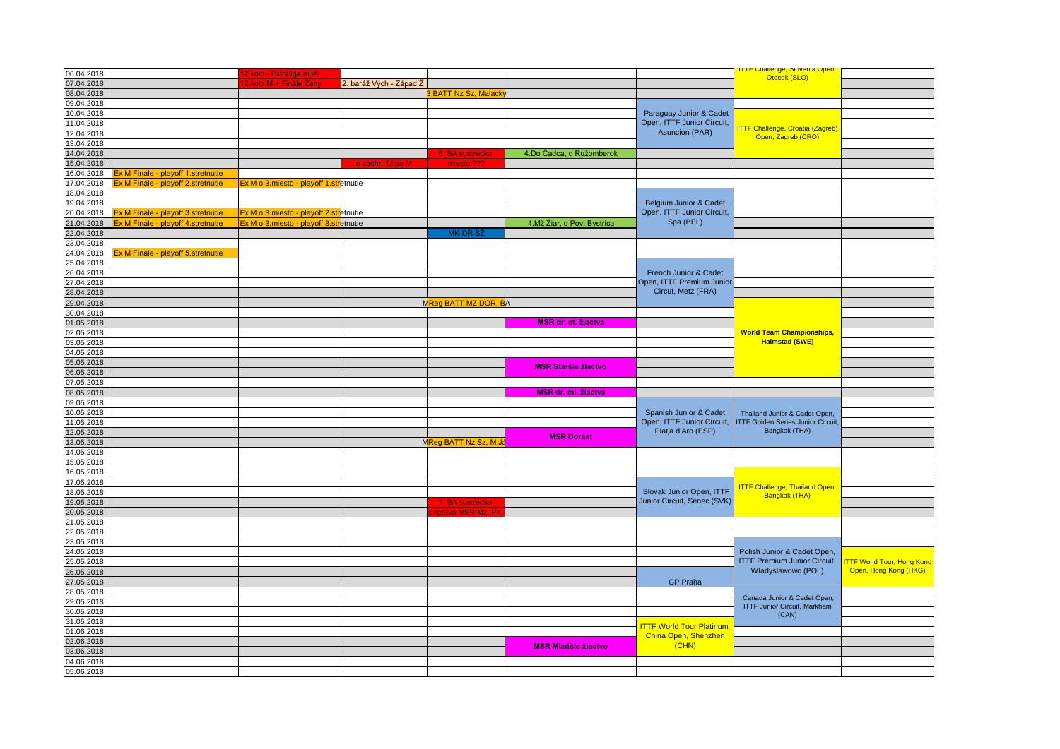| | | | | | | | | |
|---|---|---|---|---|---|---|---|---|
| 06.04.2018 | | 12.kolo - Extraliga muži | | | | | ITTF Challenge, Slovenia Open, Otocek (SLO) | |
| 07.04.2018 | | 12.kolo M + Finále Ženy | 2. baráž Vých - Západ Ž | | | | | |
| 08.04.2018 | | | | 3 BATT Nz Sz, Malacky | | | | |
| 09.04.2018 | | | | | | | | |
| 10.04.2018 | | | | | | Paraguay Junior & Cadet Open, ITTF Junior Circuit, Asuncion (PAR) | ITTF Challenge, Croatia (Zagreb) Open, Zagreb (CRO) | |
| 11.04.2018 | | | | | | | | |
| 12.04.2018 | | | | | | | | |
| 13.04.2018 | | | | | | | | |
| 14.04.2018 | | | | 5. BA sustredko | 4.Do Čadca, d Ružomberok | | | |
| 15.04.2018 | | | o záchr. 1.liga M | miesto ??? | | | | |
| 16.04.2018 | Ex M Finále - playoff 1.stretnutie | | | | | | | |
| 17.04.2018 | Ex M Finále - playoff 2.stretnutie | Ex M o 3.miesto - playoff 1.stretnutie | | | | | | |
| 18.04.2018 | | | | | | | | |
| 19.04.2018 | | | | | | Belgium Junior & Cadet Open, ITTF Junior Circuit, Spa (BEL) | | |
| 20.04.2018 | Ex M Finále - playoff 3.stretnutie | Ex M o 3.miesto - playoff 2.stretnutie | | | | | | |
| 21.04.2018 | Ex M Finále - playoff 4.stretnutie | Ex M o 3.miesto - playoff 3.stretnutie | | | 4.Mž Žiar, d Pov. Bystrica | | | |
| 22.04.2018 | | | | MK-DR SŽ | | | | |
| 23.04.2018 | | | | | | | | |
| 24.04.2018 | Ex M Finále - playoff 5.stretnutie | | | | | | | |
| 25.04.2018 | | | | | | | | |
| 26.04.2018 | | | | | | French Junior & Cadet Open, ITTF Premium Junior Circut, Metz (FRA) | | |
| 27.04.2018 | | | | | | | | |
| 28.04.2018 | | | | | | | | |
| 29.04.2018 | | | | MReg BATT MZ DOR, BA | | | World Team Championships, Halmstad (SWE) | |
| 30.04.2018 | | | | | | | | |
| 01.05.2018 | | | | | MSR dr. st. žiactva | | | |
| 02.05.2018 | | | | | | | | |
| 03.05.2018 | | | | | | | | |
| 04.05.2018 | | | | | | | | |
| 05.05.2018 | | | | | MSR Staršie žiactvo | | | |
| 06.05.2018 | | | | | | | | |
| 07.05.2018 | | | | | | | | |
| 08.05.2018 | | | | | MSR dr. ml. žiactva | | | |
| 09.05.2018 | | | | | | | | |
| 10.05.2018 | | | | | | Spanish Junior & Cadet Open, ITTF Junior Circuit, Platja d'Aro (ESP) | Thailand Junior & Cadet Open, ITTF Golden Series Junior Circuit, Bangkok (THA) | |
| 11.05.2018 | | | | | | | | |
| 12.05.2018 | | | | | MSR Dorast | | | |
| 13.05.2018 | | | | MReg BATT Nz Sz, M.Ja | | | | |
| 14.05.2018 | | | | | | | | |
| 15.05.2018 | | | | | | | | |
| 16.05.2018 | | | | | | | | |
| 17.05.2018 | | | | | | Slovak Junior Open, ITTF Junior Circuit, Senec (SVK) | ITTF Challenge, Thailand Open, Bangkok (THA) | |
| 18.05.2018 | | | | | | | | |
| 19.05.2018 | | | | 7. BA sustredko | | | | |
| 20.05.2018 | | | | príprava MSR Mz, PK | | | | |
| 21.05.2018 | | | | | | | | |
| 22.05.2018 | | | | | | | | |
| 23.05.2018 | | | | | | | | |
| 24.05.2018 | | | | | | | Polish Junior & Cadet Open, ITTF Premium Junior Circuit, Wladyslawowo (POL) | ITTF World Tour, Hong Kong Open, Hong Kong (HKG) |
| 25.05.2018 | | | | | | | | |
| 26.05.2018 | | | | | | | | |
| 27.05.2018 | | | | | | GP Praha | | |
| 28.05.2018 | | | | | | | Canada Junior & Cadet Open, ITTF Junior Circuit, Markham (CAN) | |
| 29.05.2018 | | | | | | | | |
| 30.05.2018 | | | | | | | | |
| 31.05.2018 | | | | | | ITTF World Tour Platinum, China Open, Shenzhen (CHN) | | |
| 01.06.2018 | | | | | | | | |
| 02.06.2018 | | | | | MSR Mladšie žiactvo | | | |
| 03.06.2018 | | | | | | | | |
| 04.06.2018 | | | | | | | | |
| 05.06.2018 | | | | | | | | |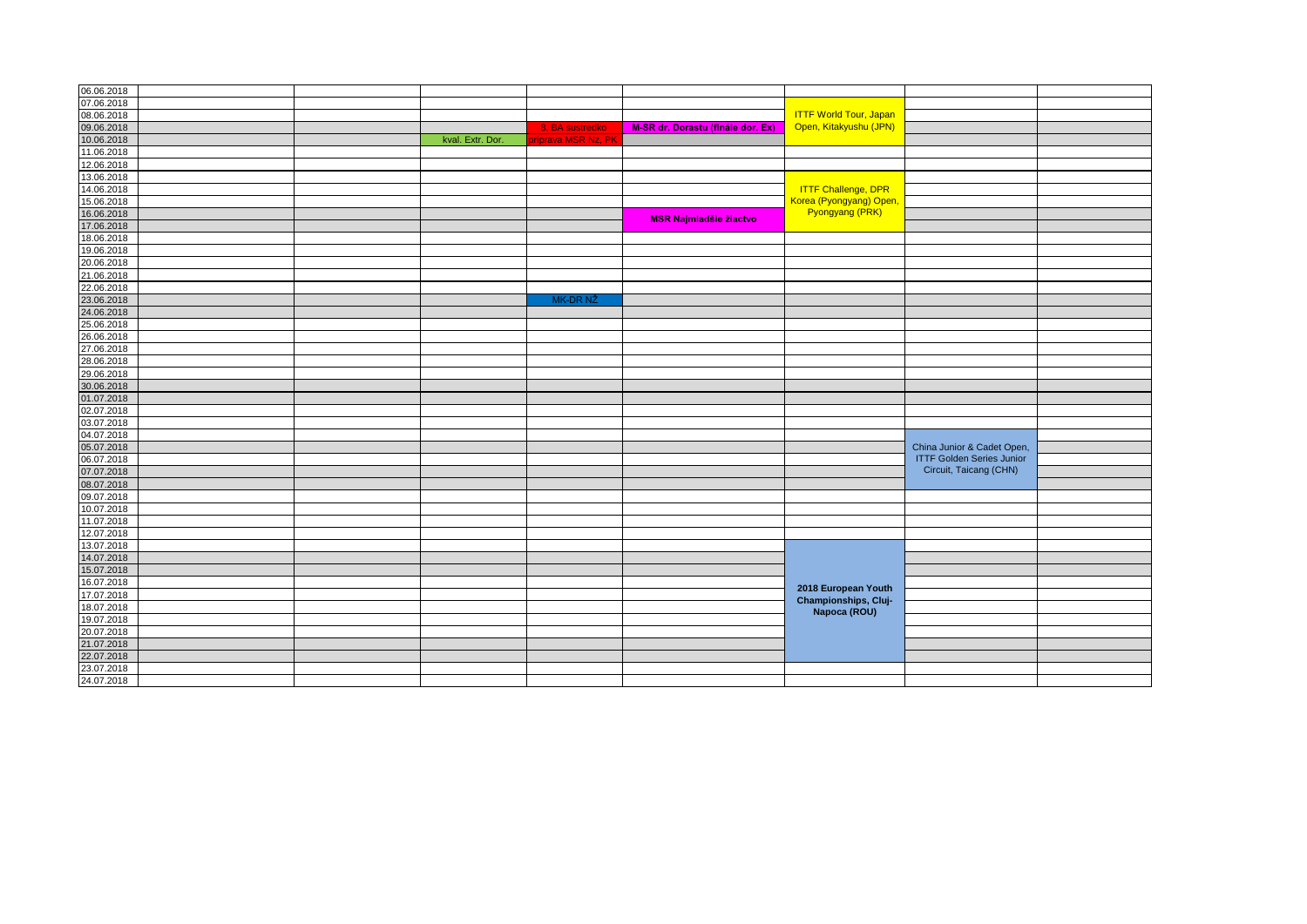| | | | | | | | | |
|---|---|---|---|---|---|---|---|---|
| 06.06.2018 | | | | | | | | |
| 07.06.2018 | | | | | | | | |
| 08.06.2018 | | | | | | ITTF World Tour, Japan Open, Kitakyushu (JPN) | | |
| 09.06.2018 | | | | 8. BA sustredko | M-SR dr. Dorastu (finále dor. Ex) | | | |
| 10.06.2018 | | | kval. Extr. Dor. | príprava MSR Nž, PK | | | | |
| 11.06.2018 | | | | | | | | |
| 12.06.2018 | | | | | | | | |
| 13.06.2018 | | | | | | | | |
| 14.06.2018 | | | | | | ITTF Challenge, DPR Korea (Pyongyang) Open, Pyongyang (PRK) | | |
| 15.06.2018 | | | | | | | | |
| 16.06.2018 | | | | | MSR Najmladšie žiactvo | | | |
| 17.06.2018 | | | | | | | | |
| 18.06.2018 | | | | | | | | |
| 19.06.2018 | | | | | | | | |
| 20.06.2018 | | | | | | | | |
| 21.06.2018 | | | | | | | | |
| 22.06.2018 | | | | | | | | |
| 23.06.2018 | | | | MK-DR NŽ | | | | |
| 24.06.2018 | | | | | | | | |
| 25.06.2018 | | | | | | | | |
| 26.06.2018 | | | | | | | | |
| 27.06.2018 | | | | | | | | |
| 28.06.2018 | | | | | | | | |
| 29.06.2018 | | | | | | | | |
| 30.06.2018 | | | | | | | | |
| 01.07.2018 | | | | | | | | |
| 02.07.2018 | | | | | | | | |
| 03.07.2018 | | | | | | | | |
| 04.07.2018 | | | | | | | | |
| 05.07.2018 | | | | | | | China Junior & Cadet Open, ITTF Golden Series Junior Circuit, Taicang (CHN) | |
| 06.07.2018 | | | | | | | | |
| 07.07.2018 | | | | | | | | |
| 08.07.2018 | | | | | | | | |
| 09.07.2018 | | | | | | | | |
| 10.07.2018 | | | | | | | | |
| 11.07.2018 | | | | | | | | |
| 12.07.2018 | | | | | | | | |
| 13.07.2018 | | | | | | | | |
| 14.07.2018 | | | | | | | | |
| 15.07.2018 | | | | | | | | |
| 16.07.2018 | | | | | | | | |
| 17.07.2018 | | | | | | **2018 European Youth Championships, Cluj-Napoca (ROU)** | | |
| 18.07.2018 | | | | | | | | |
| 19.07.2018 | | | | | | | | |
| 20.07.2018 | | | | | | | | |
| 21.07.2018 | | | | | | | | |
| 22.07.2018 | | | | | | | | |
| 23.07.2018 | | | | | | | | |
| 24.07.2018 | | | | | | | | |